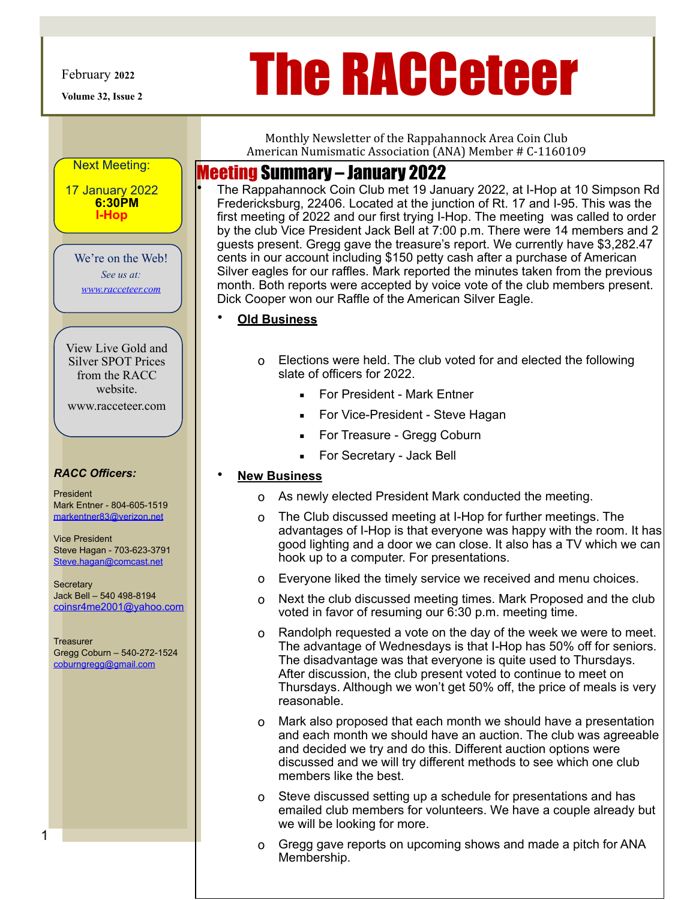February 2022

Volume 32, Issue 2

# The RACCeteer

Monthly Newsletter of the Rappahannock Area Coin Club
American Numismatic Association (ANA) Member # C-1160109

Next Meeting:

17 January 2022
**6:30PM**
**I-Hop**

We're on the Web!
*See us at:*
*www.racceteer.com*

View Live Gold and Silver SPOT Prices from the RACC website.
www.racceteer.com

***RACC Officers:***

President
Mark Entner - 804-605-1519
markentner83@verizon.net

Vice President
Steve Hagan - 703-623-3791
Steve.hagan@comcast.net

Secretary
Jack Bell – 540 498-8194
coinsr4me2001@yahoo.com

Treasurer
Gregg Coburn – 540-272-1524
coburngregg@gmail.com

## Meeting Summary – January 2022

- The Rappahannock Coin Club met 19 January 2022, at I-Hop at 10 Simpson Rd Fredericksburg, 22406. Located at the junction of Rt. 17 and I-95. This was the first meeting of 2022 and our first trying I-Hop. The meeting was called to order by the club Vice President Jack Bell at 7:00 p.m. There were 14 members and 2 guests present. Gregg gave the treasure's report. We currently have $3,282.47 cents in our account including $150 petty cash after a purchase of American Silver eagles for our raffles. Mark reported the minutes taken from the previous month. Both reports were accepted by voice vote of the club members present. Dick Cooper won our Raffle of the American Silver Eagle.

- **Old Business**
  - Elections were held. The club voted for and elected the following slate of officers for 2022.
    - For President - Mark Entner
    - For Vice-President - Steve Hagan
    - For Treasure - Gregg Coburn
    - For Secretary - Jack Bell

- **New Business**
  - As newly elected President Mark conducted the meeting.
  - The Club discussed meeting at I-Hop for further meetings. The advantages of I-Hop is that everyone was happy with the room. It has good lighting and a door we can close. It also has a TV which we can hook up to a computer. For presentations.
  - Everyone liked the timely service we received and menu choices.
  - Next the club discussed meeting times. Mark Proposed and the club voted in favor of resuming our 6:30 p.m. meeting time.
  - Randolph requested a vote on the day of the week we were to meet. The advantage of Wednesdays is that I-Hop has 50% off for seniors. The disadvantage was that everyone is quite used to Thursdays. After discussion, the club present voted to continue to meet on Thursdays. Although we won't get 50% off, the price of meals is very reasonable.
  - Mark also proposed that each month we should have a presentation and each month we should have an auction. The club was agreeable and decided we try and do this. Different auction options were discussed and we will try different methods to see which one club members like the best.
  - Steve discussed setting up a schedule for presentations and has emailed club members for volunteers. We have a couple already but we will be looking for more.
  - Gregg gave reports on upcoming shows and made a pitch for ANA Membership.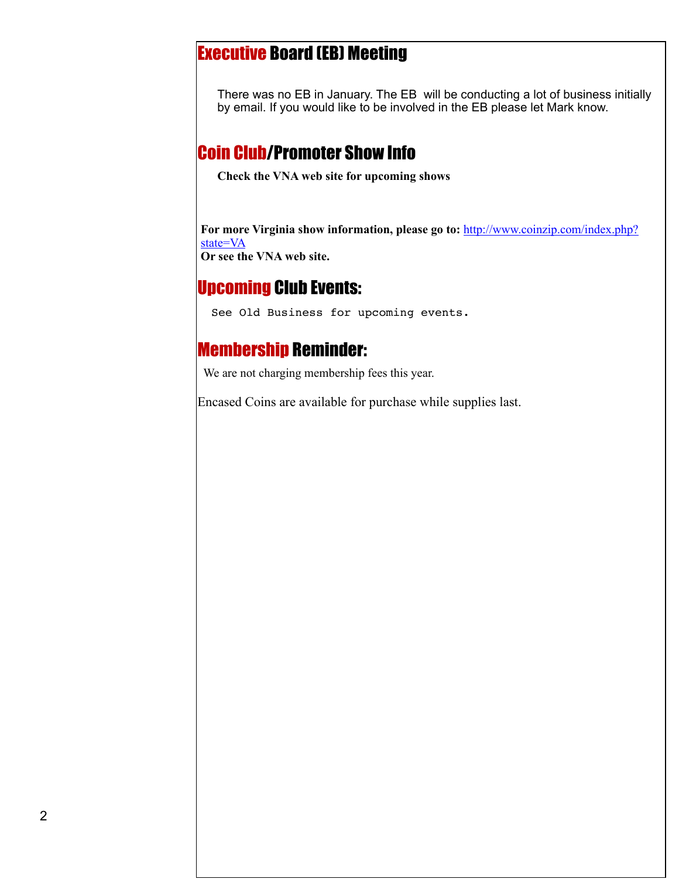## Executive Board (EB) Meeting

There was no EB in January. The EB will be conducting a lot of business initially by email. If you would like to be involved in the EB please let Mark know.

## Coin Club/Promoter Show Info

**Check the VNA web site for upcoming shows**

**For more Virginia show information, please go to:** [http://www.coinzip.com/index.php?state=VA](http://www.coinzip.com/index.php?state=VA)
**Or see the VNA web site.**

## Upcoming Club Events:

```
See Old Business for upcoming events.
```

## Membership Reminder:

We are not charging membership fees this year.

Encased Coins are available for purchase while supplies last.